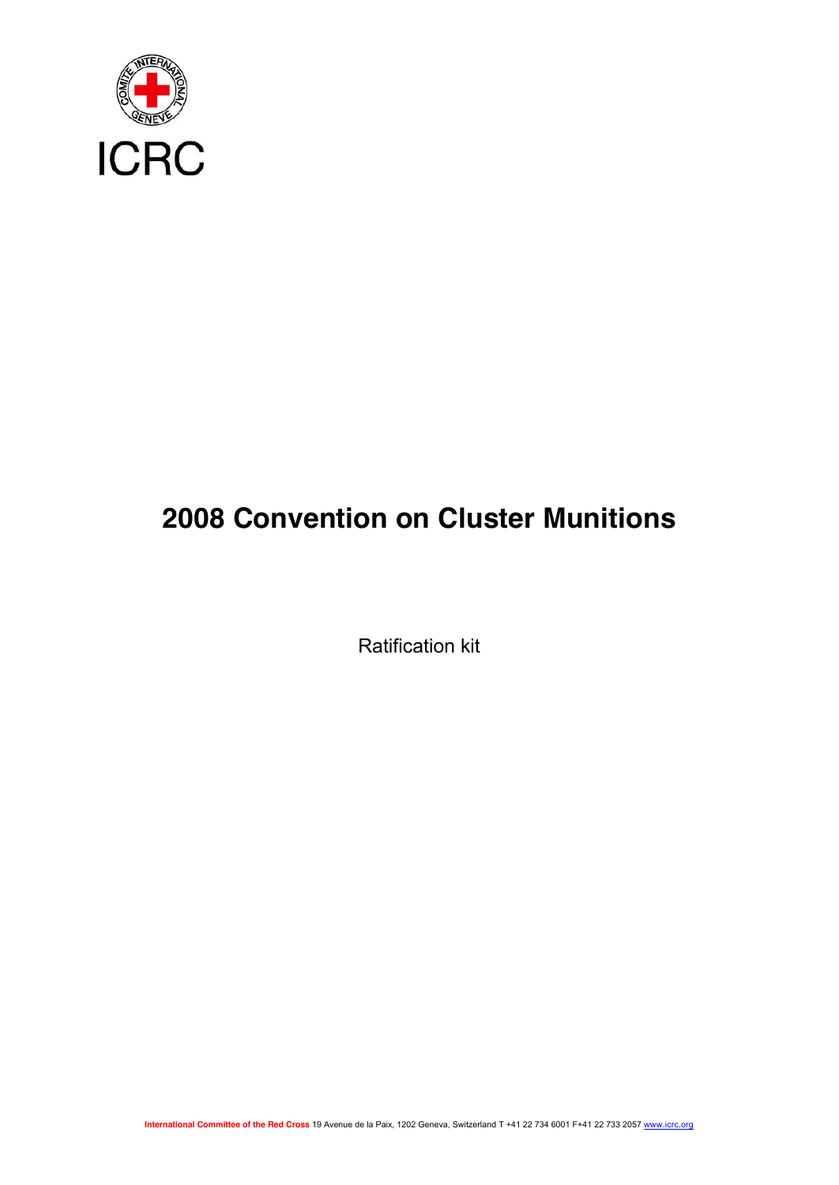ICRC

# 2008 Convention on Cluster Munitions

Ratification kit

**International Committee of the Red Cross** 19 Avenue de la Paix, 1202 Geneva, Switzerland T +41 22 734 6001 F+41 22 733 2057 www.icrc.org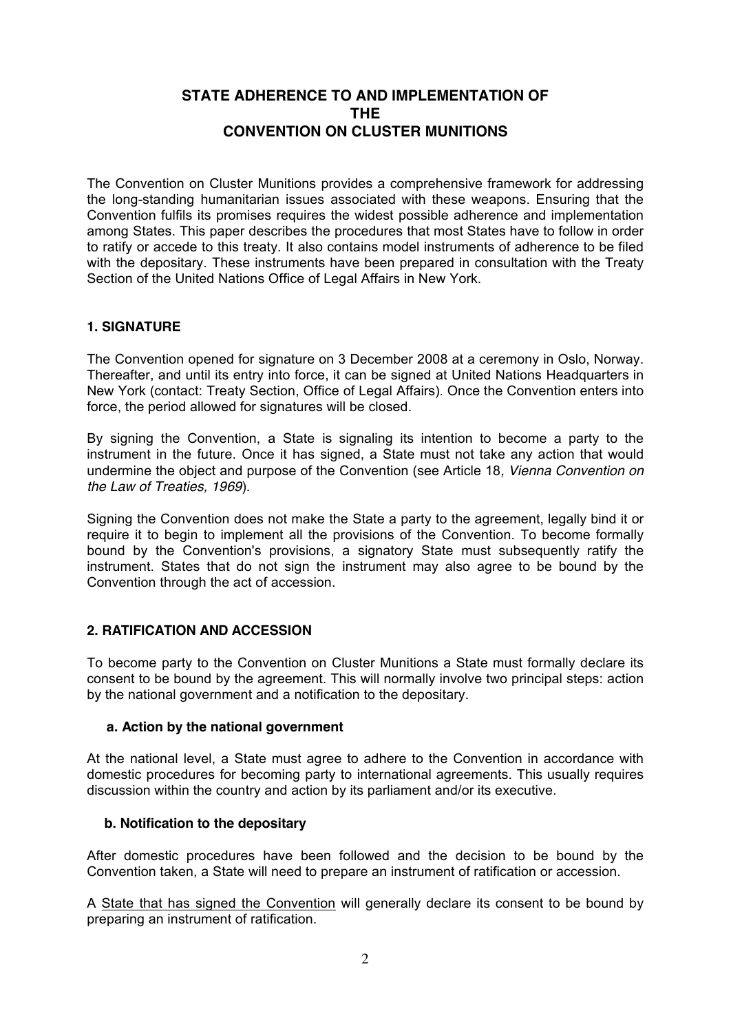# STATE ADHERENCE TO AND IMPLEMENTATION OF THE CONVENTION ON CLUSTER MUNITIONS

The Convention on Cluster Munitions provides a comprehensive framework for addressing the long-standing humanitarian issues associated with these weapons. Ensuring that the Convention fulfils its promises requires the widest possible adherence and implementation among States. This paper describes the procedures that most States have to follow in order to ratify or accede to this treaty. It also contains model instruments of adherence to be filed with the depositary. These instruments have been prepared in consultation with the Treaty Section of the United Nations Office of Legal Affairs in New York.

## 1. SIGNATURE

The Convention opened for signature on 3 December 2008 at a ceremony in Oslo, Norway. Thereafter, and until its entry into force, it can be signed at United Nations Headquarters in New York (contact: Treaty Section, Office of Legal Affairs). Once the Convention enters into force, the period allowed for signatures will be closed.

By signing the Convention, a State is signaling its intention to become a party to the instrument in the future. Once it has signed, a State must not take any action that would undermine the object and purpose of the Convention (see Article 18*, Vienna Convention on the Law of Treaties, 1969*).

Signing the Convention does not make the State a party to the agreement, legally bind it or require it to begin to implement all the provisions of the Convention. To become formally bound by the Convention's provisions, a signatory State must subsequently ratify the instrument. States that do not sign the instrument may also agree to be bound by the Convention through the act of accession.

## 2. RATIFICATION AND ACCESSION

To become party to the Convention on Cluster Munitions a State must formally declare its consent to be bound by the agreement. This will normally involve two principal steps: action by the national government and a notification to the depositary.

### a. Action by the national government

At the national level, a State must agree to adhere to the Convention in accordance with domestic procedures for becoming party to international agreements. This usually requires discussion within the country and action by its parliament and/or its executive.

### b. Notification to the depositary

After domestic procedures have been followed and the decision to be bound by the Convention taken, a State will need to prepare an instrument of ratification or accession.

A <u>State that has signed the Convention</u> will generally declare its consent to be bound by preparing an instrument of ratification.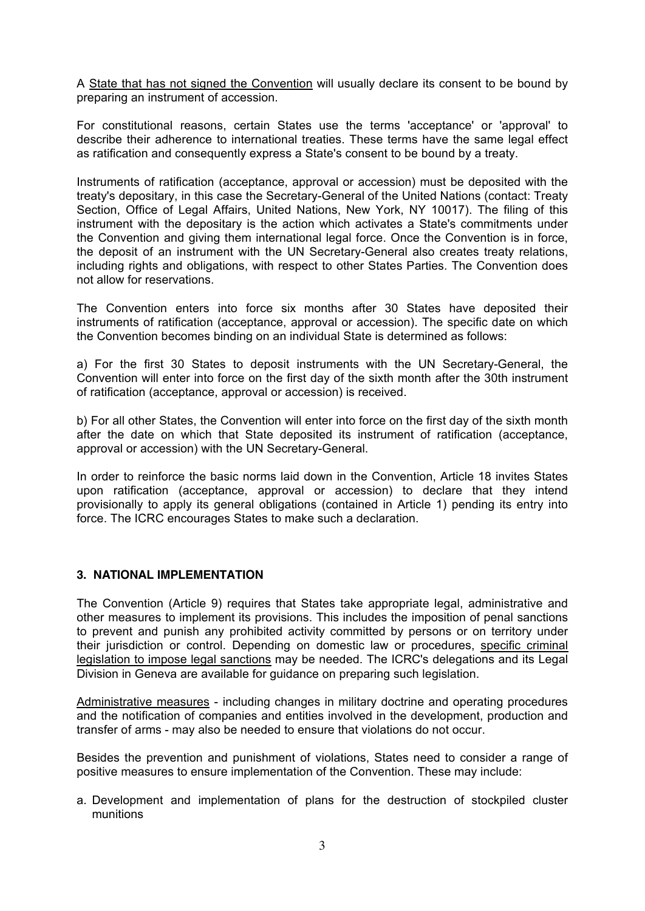A State that has not signed the Convention will usually declare its consent to be bound by preparing an instrument of accession.

For constitutional reasons, certain States use the terms 'acceptance' or 'approval' to describe their adherence to international treaties. These terms have the same legal effect as ratification and consequently express a State's consent to be bound by a treaty.

Instruments of ratification (acceptance, approval or accession) must be deposited with the treaty's depositary, in this case the Secretary-General of the United Nations (contact: Treaty Section, Office of Legal Affairs, United Nations, New York, NY 10017). The filing of this instrument with the depositary is the action which activates a State's commitments under the Convention and giving them international legal force. Once the Convention is in force, the deposit of an instrument with the UN Secretary-General also creates treaty relations, including rights and obligations, with respect to other States Parties. The Convention does not allow for reservations.

The Convention enters into force six months after 30 States have deposited their instruments of ratification (acceptance, approval or accession). The specific date on which the Convention becomes binding on an individual State is determined as follows:

a) For the first 30 States to deposit instruments with the UN Secretary-General, the Convention will enter into force on the first day of the sixth month after the 30th instrument of ratification (acceptance, approval or accession) is received.

b) For all other States, the Convention will enter into force on the first day of the sixth month after the date on which that State deposited its instrument of ratification (acceptance, approval or accession) with the UN Secretary-General.

In order to reinforce the basic norms laid down in the Convention, Article 18 invites States upon ratification (acceptance, approval or accession) to declare that they intend provisionally to apply its general obligations (contained in Article 1) pending its entry into force. The ICRC encourages States to make such a declaration.

## 3. NATIONAL IMPLEMENTATION

The Convention (Article 9) requires that States take appropriate legal, administrative and other measures to implement its provisions. This includes the imposition of penal sanctions to prevent and punish any prohibited activity committed by persons or on territory under their jurisdiction or control. Depending on domestic law or procedures, specific criminal legislation to impose legal sanctions may be needed. The ICRC's delegations and its Legal Division in Geneva are available for guidance on preparing such legislation.

Administrative measures - including changes in military doctrine and operating procedures and the notification of companies and entities involved in the development, production and transfer of arms - may also be needed to ensure that violations do not occur.

Besides the prevention and punishment of violations, States need to consider a range of positive measures to ensure implementation of the Convention. These may include:

a. Development and implementation of plans for the destruction of stockpiled cluster munitions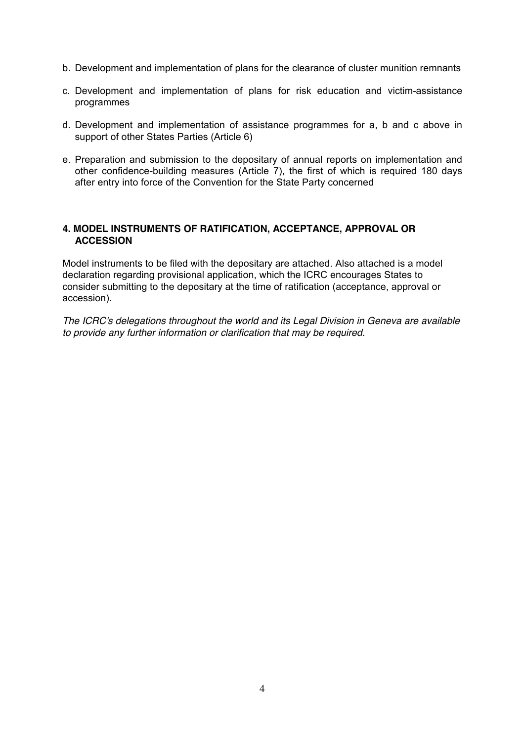b. Development and implementation of plans for the clearance of cluster munition remnants

c. Development and implementation of plans for risk education and victim-assistance programmes

d. Development and implementation of assistance programmes for a, b and c above in support of other States Parties (Article 6)

e. Preparation and submission to the depositary of annual reports on implementation and other confidence-building measures (Article 7), the first of which is required 180 days after entry into force of the Convention for the State Party concerned

## 4. MODEL INSTRUMENTS OF RATIFICATION, ACCEPTANCE, APPROVAL OR ACCESSION

Model instruments to be filed with the depositary are attached. Also attached is a model declaration regarding provisional application, which the ICRC encourages States to consider submitting to the depositary at the time of ratification (acceptance, approval or accession).

*The ICRC's delegations throughout the world and its Legal Division in Geneva are available to provide any further information or clarification that may be required.*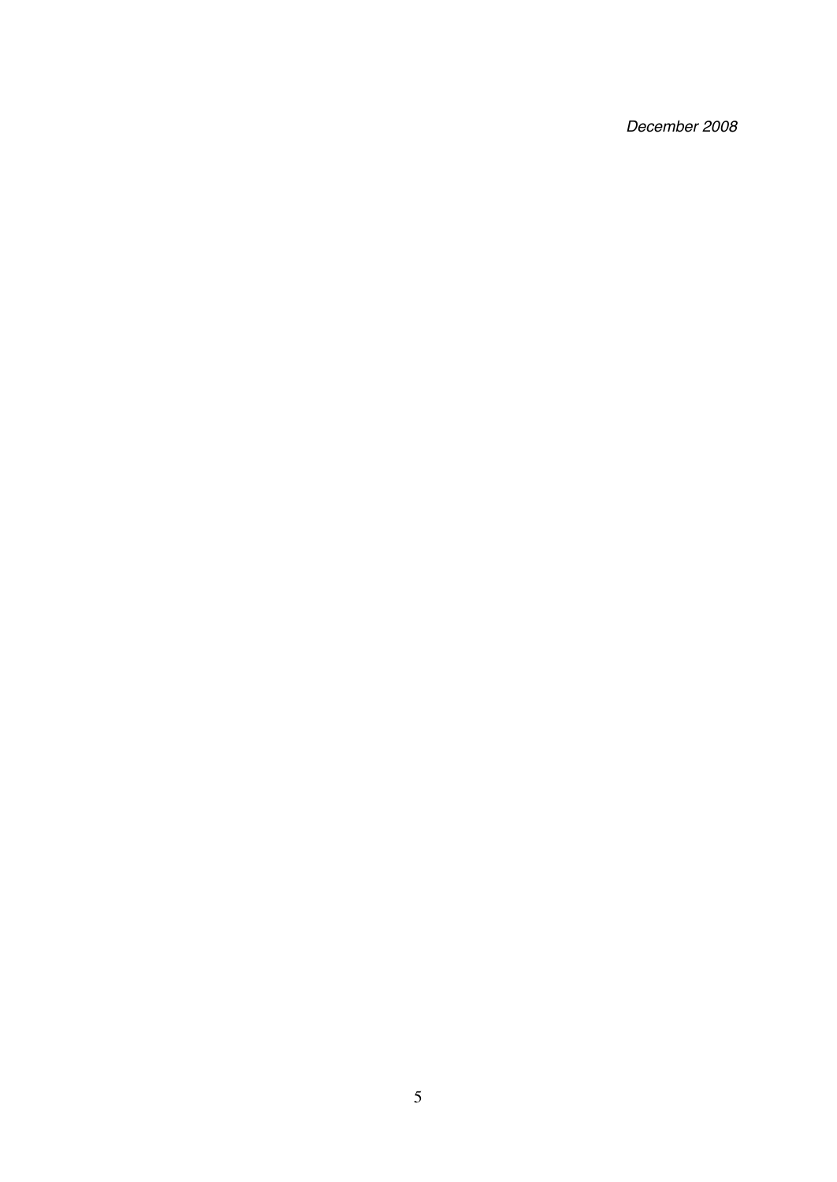*December 2008*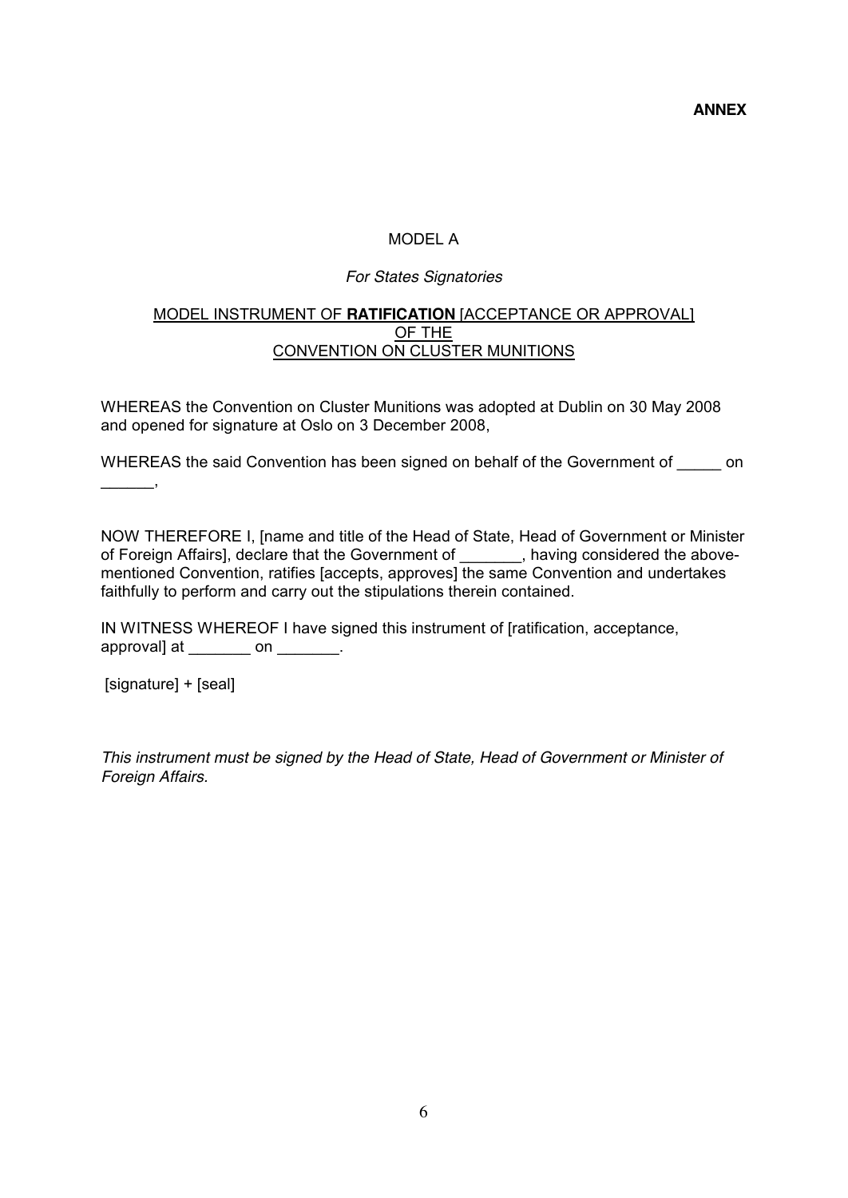**ANNEX**

MODEL A

*For States Signatories*

MODEL INSTRUMENT OF **RATIFICATION** [ACCEPTANCE OR APPROVAL] OF THE CONVENTION ON CLUSTER MUNITIONS

WHEREAS the Convention on Cluster Munitions was adopted at Dublin on 30 May 2008 and opened for signature at Oslo on 3 December 2008,

WHEREAS the said Convention has been signed on behalf of the Government of _____ on ______,

NOW THEREFORE I, [name and title of the Head of State, Head of Government or Minister of Foreign Affairs], declare that the Government of _______, having considered the above-mentioned Convention, ratifies [accepts, approves] the same Convention and undertakes faithfully to perform and carry out the stipulations therein contained.

IN WITNESS WHEREOF I have signed this instrument of [ratification, acceptance, approval] at _______ on _______.

[signature] + [seal]

*This instrument must be signed by the Head of State, Head of Government or Minister of Foreign Affairs.*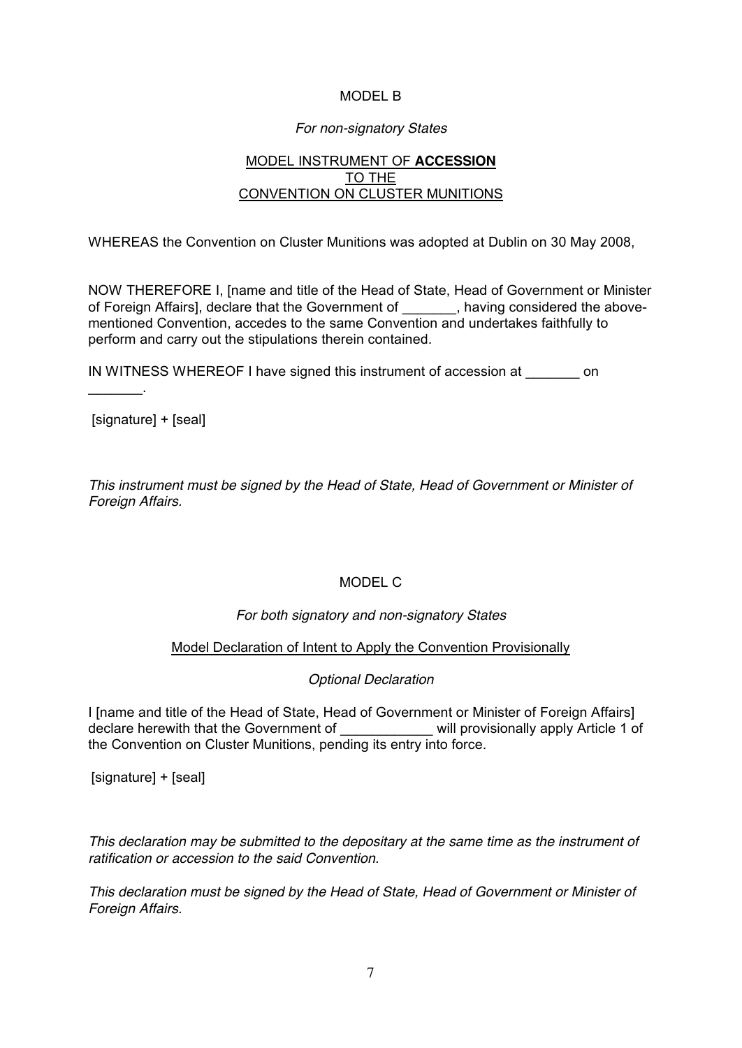MODEL B

*For non-signatory States*

MODEL INSTRUMENT OF **ACCESSION**
TO THE
CONVENTION ON CLUSTER MUNITIONS

WHEREAS the Convention on Cluster Munitions was adopted at Dublin on 30 May 2008,

NOW THEREFORE I, [name and title of the Head of State, Head of Government or Minister of Foreign Affairs], declare that the Government of _______, having considered the above-mentioned Convention, accedes to the same Convention and undertakes faithfully to perform and carry out the stipulations therein contained.

IN WITNESS WHEREOF I have signed this instrument of accession at _______ on _______.

[signature] + [seal]

*This instrument must be signed by the Head of State, Head of Government or Minister of Foreign Affairs.*

MODEL C

*For both signatory and non-signatory States*

Model Declaration of Intent to Apply the Convention Provisionally

*Optional Declaration*

I [name and title of the Head of State, Head of Government or Minister of Foreign Affairs] declare herewith that the Government of ____________ will provisionally apply Article 1 of the Convention on Cluster Munitions, pending its entry into force.

[signature] + [seal]

*This declaration may be submitted to the depositary at the same time as the instrument of ratification or accession to the said Convention.*

*This declaration must be signed by the Head of State, Head of Government or Minister of Foreign Affairs.*